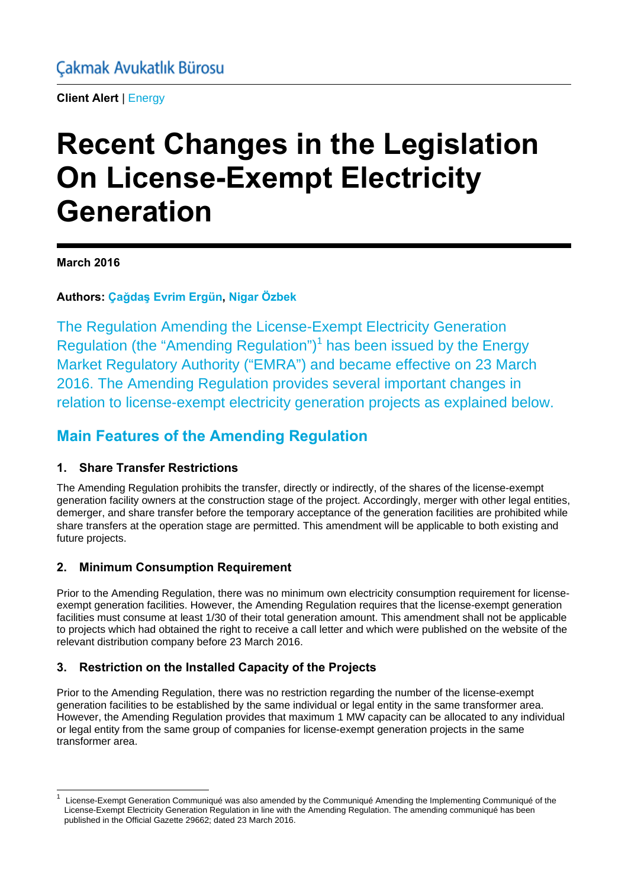Çakmak Avukatlık Bürosu

**Client Alert** | Energy

# Recent Changes in the Legislation On License-Exempt Electricity Generation

**March 2016**

**Authors: Çağdaş Evrim Ergün, Nigar Özbek**

The Regulation Amending the License-Exempt Electricity Generation Regulation (the "Amending Regulation")[1] has been issued by the Energy Market Regulatory Authority ("EMRA") and became effective on 23 March 2016. The Amending Regulation provides several important changes in relation to license-exempt electricity generation projects as explained below.

## Main Features of the Amending Regulation

### 1. Share Transfer Restrictions

The Amending Regulation prohibits the transfer, directly or indirectly, of the shares of the license-exempt generation facility owners at the construction stage of the project. Accordingly, merger with other legal entities, demerger, and share transfer before the temporary acceptance of the generation facilities are prohibited while share transfers at the operation stage are permitted. This amendment will be applicable to both existing and future projects.

### 2. Minimum Consumption Requirement

Prior to the Amending Regulation, there was no minimum own electricity consumption requirement for license-exempt generation facilities. However, the Amending Regulation requires that the license-exempt generation facilities must consume at least 1/30 of their total generation amount. This amendment shall not be applicable to projects which had obtained the right to receive a call letter and which were published on the website of the relevant distribution company before 23 March 2016.

### 3. Restriction on the Installed Capacity of the Projects

Prior to the Amending Regulation, there was no restriction regarding the number of the license-exempt generation facilities to be established by the same individual or legal entity in the same transformer area. However, the Amending Regulation provides that maximum 1 MW capacity can be allocated to any individual or legal entity from the same group of companies for license-exempt generation projects in the same transformer area.

---

[1] License-Exempt Generation Communiqué was also amended by the Communiqué Amending the Implementing Communiqué of the License-Exempt Electricity Generation Regulation in line with the Amending Regulation. The amending communiqué has been published in the Official Gazette 29662; dated 23 March 2016.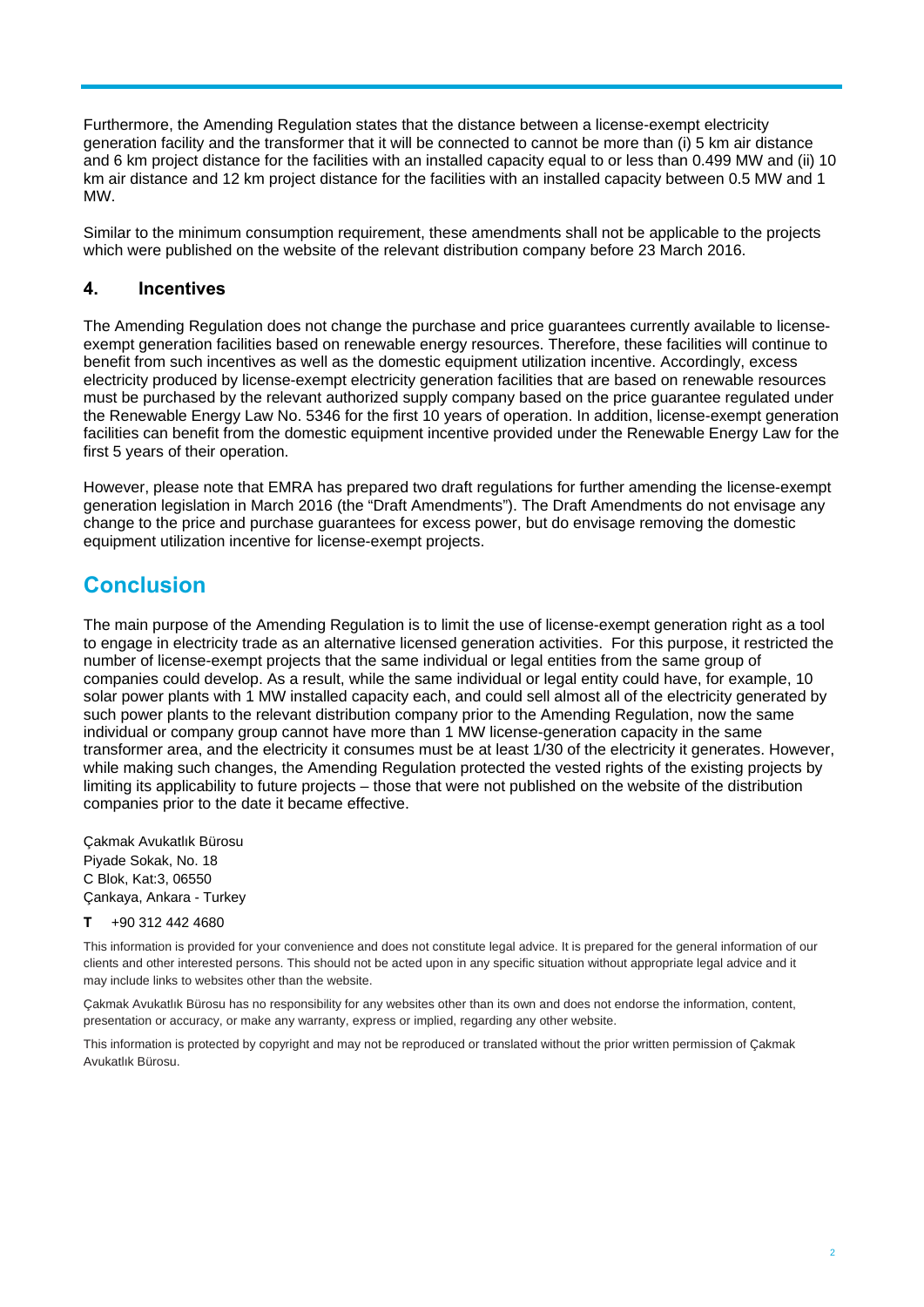Furthermore, the Amending Regulation states that the distance between a license-exempt electricity generation facility and the transformer that it will be connected to cannot be more than (i) 5 km air distance and 6 km project distance for the facilities with an installed capacity equal to or less than 0.499 MW and (ii) 10 km air distance and 12 km project distance for the facilities with an installed capacity between 0.5 MW and 1 MW.

Similar to the minimum consumption requirement, these amendments shall not be applicable to the projects which were published on the website of the relevant distribution company before 23 March 2016.

### 4. Incentives

The Amending Regulation does not change the purchase and price guarantees currently available to license-exempt generation facilities based on renewable energy resources. Therefore, these facilities will continue to benefit from such incentives as well as the domestic equipment utilization incentive. Accordingly, excess electricity produced by license-exempt electricity generation facilities that are based on renewable resources must be purchased by the relevant authorized supply company based on the price guarantee regulated under the Renewable Energy Law No. 5346 for the first 10 years of operation. In addition, license-exempt generation facilities can benefit from the domestic equipment incentive provided under the Renewable Energy Law for the first 5 years of their operation.

However, please note that EMRA has prepared two draft regulations for further amending the license-exempt generation legislation in March 2016 (the "Draft Amendments"). The Draft Amendments do not envisage any change to the price and purchase guarantees for excess power, but do envisage removing the domestic equipment utilization incentive for license-exempt projects.

## Conclusion

The main purpose of the Amending Regulation is to limit the use of license-exempt generation right as a tool to engage in electricity trade as an alternative licensed generation activities. For this purpose, it restricted the number of license-exempt projects that the same individual or legal entities from the same group of companies could develop. As a result, while the same individual or legal entity could have, for example, 10 solar power plants with 1 MW installed capacity each, and could sell almost all of the electricity generated by such power plants to the relevant distribution company prior to the Amending Regulation, now the same individual or company group cannot have more than 1 MW license-generation capacity in the same transformer area, and the electricity it consumes must be at least 1/30 of the electricity it generates. However, while making such changes, the Amending Regulation protected the vested rights of the existing projects by limiting its applicability to future projects – those that were not published on the website of the distribution companies prior to the date it became effective.

Çakmak Avukatlık Bürosu
Piyade Sokak, No. 18
C Blok, Kat:3, 06550
Çankaya, Ankara - Turkey

**T** +90 312 442 4680

This information is provided for your convenience and does not constitute legal advice. It is prepared for the general information of our clients and other interested persons. This should not be acted upon in any specific situation without appropriate legal advice and it may include links to websites other than the website.

Çakmak Avukatlık Bürosu has no responsibility for any websites other than its own and does not endorse the information, content, presentation or accuracy, or make any warranty, express or implied, regarding any other website.

This information is protected by copyright and may not be reproduced or translated without the prior written permission of Çakmak Avukatlık Bürosu.